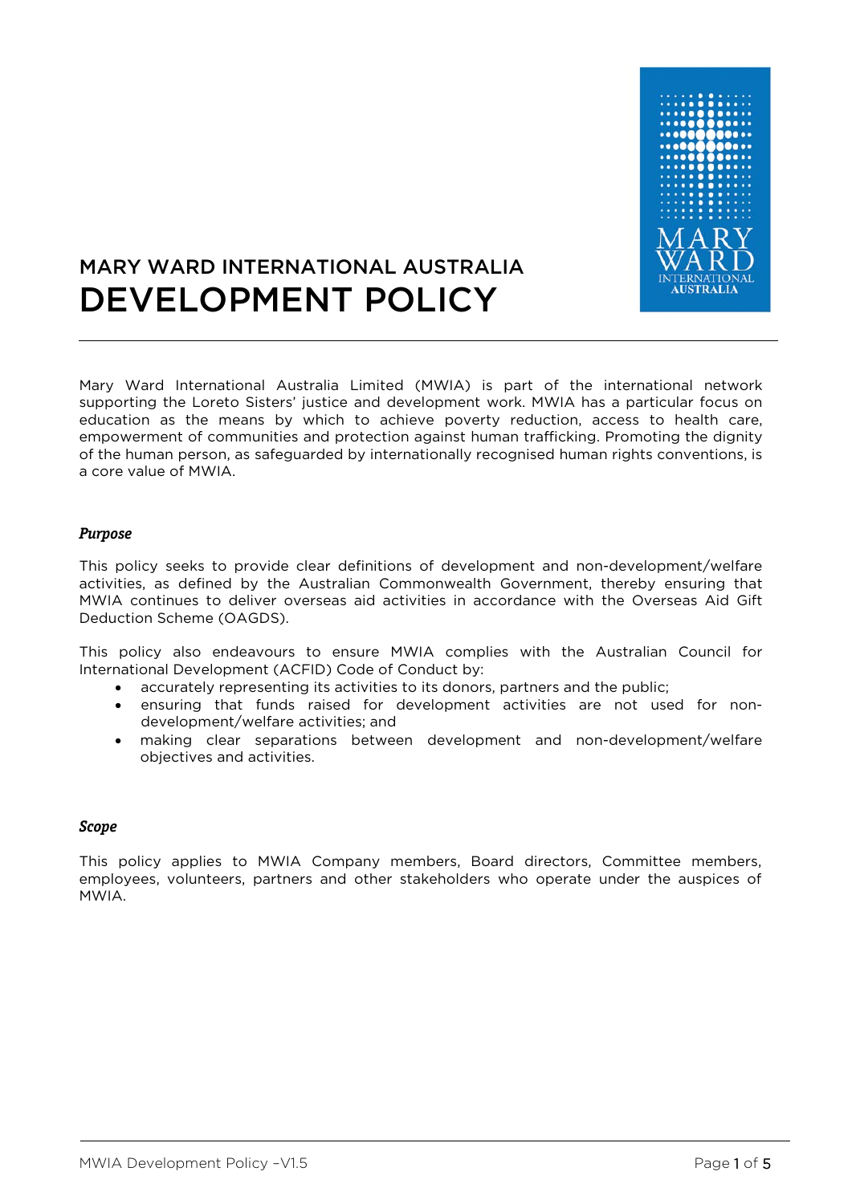# MARY WARD INTERNATIONAL AUSTRALIA
# DEVELOPMENT POLICY

Mary Ward International Australia Limited (MWIA) is part of the international network supporting the Loreto Sisters' justice and development work. MWIA has a particular focus on education as the means by which to achieve poverty reduction, access to health care, empowerment of communities and protection against human trafficking. Promoting the dignity of the human person, as safeguarded by internationally recognised human rights conventions, is a core value of MWIA.

### *Purpose*

This policy seeks to provide clear definitions of development and non-development/welfare activities, as defined by the Australian Commonwealth Government, thereby ensuring that MWIA continues to deliver overseas aid activities in accordance with the Overseas Aid Gift Deduction Scheme (OAGDS).

This policy also endeavours to ensure MWIA complies with the Australian Council for International Development (ACFID) Code of Conduct by:

- accurately representing its activities to its donors, partners and the public;
- ensuring that funds raised for development activities are not used for non-development/welfare activities; and
- making clear separations between development and non-development/welfare objectives and activities.

### *Scope*

This policy applies to MWIA Company members, Board directors, Committee members, employees, volunteers, partners and other stakeholders who operate under the auspices of MWIA.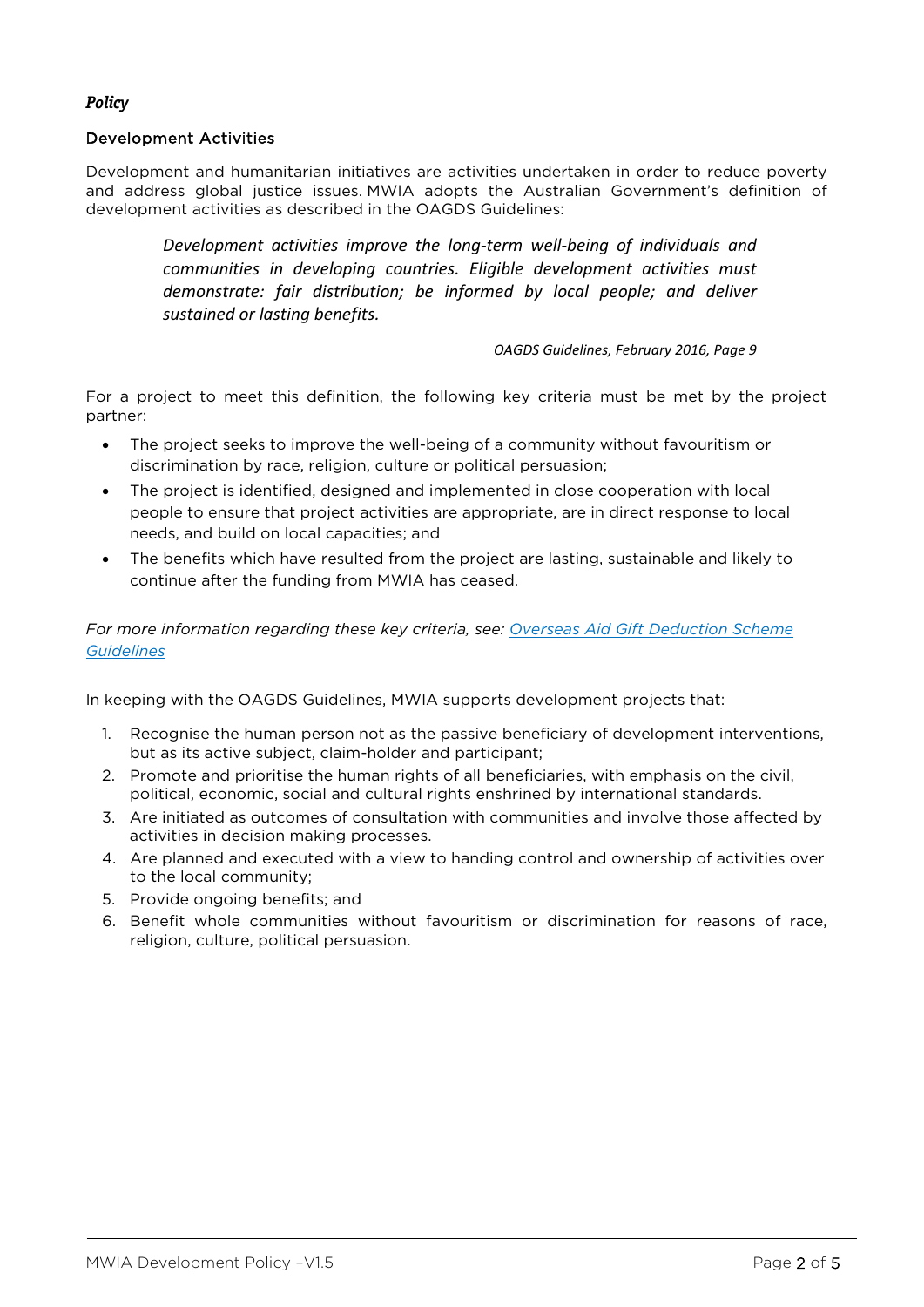***Policy***

## Development Activities

Development and humanitarian initiatives are activities undertaken in order to reduce poverty and address global justice issues. MWIA adopts the Australian Government's definition of development activities as described in the OAGDS Guidelines:

> *Development activities improve the long-term well-being of individuals and communities in developing countries. Eligible development activities must demonstrate: fair distribution; be informed by local people; and deliver sustained or lasting benefits.*
>
> *OAGDS Guidelines, February 2016, Page 9*

For a project to meet this definition, the following key criteria must be met by the project partner:

- The project seeks to improve the well-being of a community without favouritism or discrimination by race, religion, culture or political persuasion;
- The project is identified, designed and implemented in close cooperation with local people to ensure that project activities are appropriate, are in direct response to local needs, and build on local capacities; and
- The benefits which have resulted from the project are lasting, sustainable and likely to continue after the funding from MWIA has ceased.

*For more information regarding these key criteria, see: Overseas Aid Gift Deduction Scheme Guidelines*

In keeping with the OAGDS Guidelines, MWIA supports development projects that:

1. Recognise the human person not as the passive beneficiary of development interventions, but as its active subject, claim-holder and participant;
2. Promote and prioritise the human rights of all beneficiaries, with emphasis on the civil, political, economic, social and cultural rights enshrined by international standards.
3. Are initiated as outcomes of consultation with communities and involve those affected by activities in decision making processes.
4. Are planned and executed with a view to handing control and ownership of activities over to the local community;
5. Provide ongoing benefits; and
6. Benefit whole communities without favouritism or discrimination for reasons of race, religion, culture, political persuasion.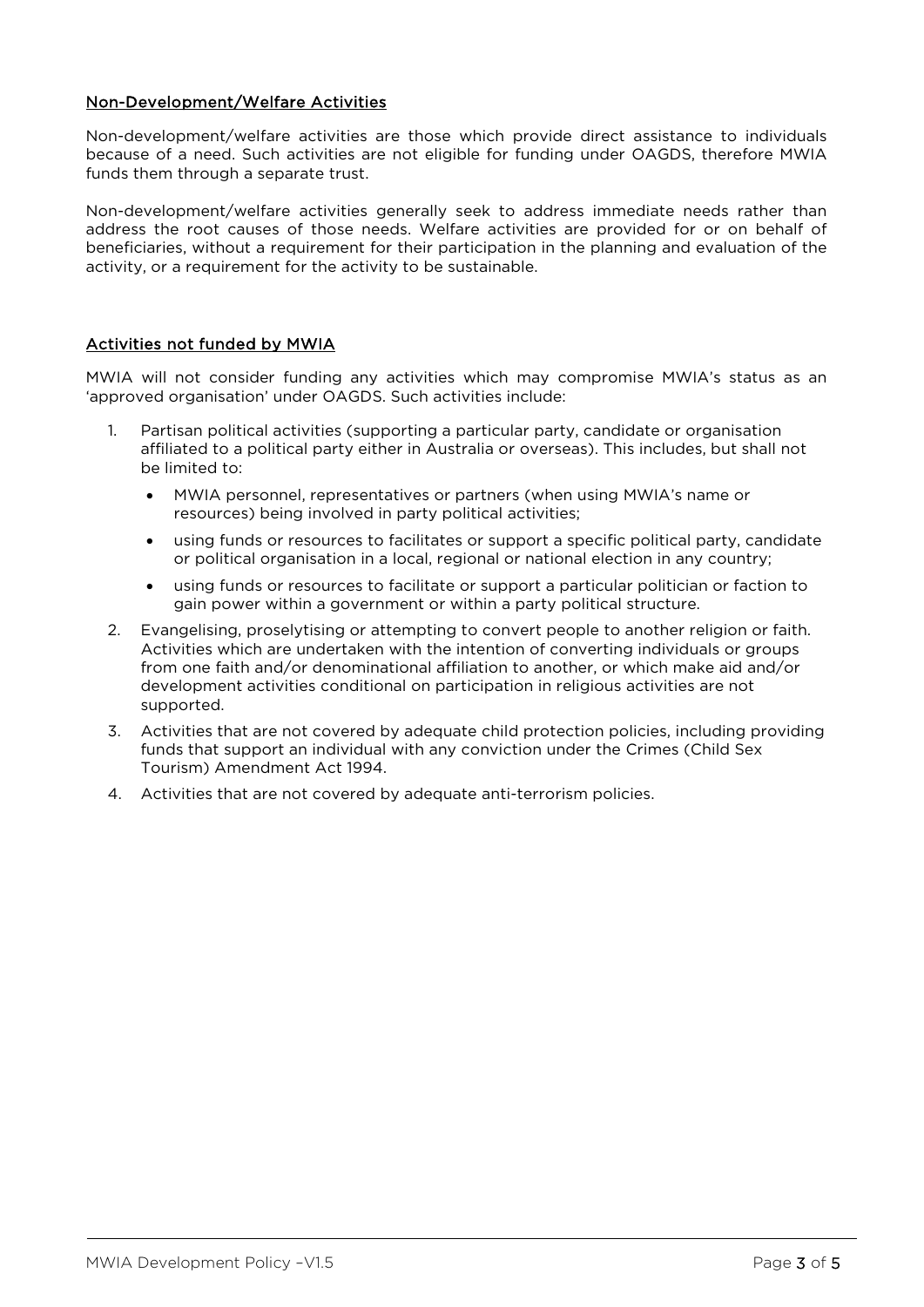## Non-Development/Welfare Activities

Non-development/welfare activities are those which provide direct assistance to individuals because of a need. Such activities are not eligible for funding under OAGDS, therefore MWIA funds them through a separate trust.

Non-development/welfare activities generally seek to address immediate needs rather than address the root causes of those needs. Welfare activities are provided for or on behalf of beneficiaries, without a requirement for their participation in the planning and evaluation of the activity, or a requirement for the activity to be sustainable.

## Activities not funded by MWIA

MWIA will not consider funding any activities which may compromise MWIA's status as an 'approved organisation' under OAGDS. Such activities include:

1. Partisan political activities (supporting a particular party, candidate or organisation affiliated to a political party either in Australia or overseas). This includes, but shall not be limited to:
   - MWIA personnel, representatives or partners (when using MWIA's name or resources) being involved in party political activities;
   - using funds or resources to facilitates or support a specific political party, candidate or political organisation in a local, regional or national election in any country;
   - using funds or resources to facilitate or support a particular politician or faction to gain power within a government or within a party political structure.
2. Evangelising, proselytising or attempting to convert people to another religion or faith. Activities which are undertaken with the intention of converting individuals or groups from one faith and/or denominational affiliation to another, or which make aid and/or development activities conditional on participation in religious activities are not supported.
3. Activities that are not covered by adequate child protection policies, including providing funds that support an individual with any conviction under the Crimes (Child Sex Tourism) Amendment Act 1994.
4. Activities that are not covered by adequate anti-terrorism policies.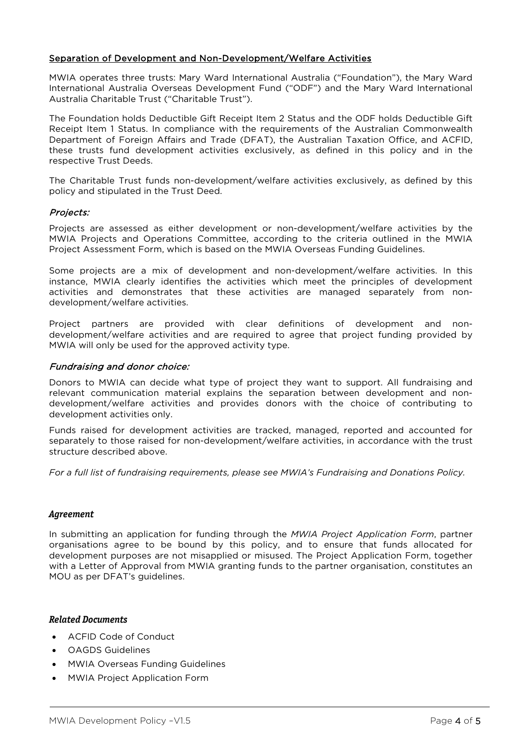## Separation of Development and Non-Development/Welfare Activities

MWIA operates three trusts: Mary Ward International Australia ("Foundation"), the Mary Ward International Australia Overseas Development Fund ("ODF") and the Mary Ward International Australia Charitable Trust ("Charitable Trust").

The Foundation holds Deductible Gift Receipt Item 2 Status and the ODF holds Deductible Gift Receipt Item 1 Status. In compliance with the requirements of the Australian Commonwealth Department of Foreign Affairs and Trade (DFAT), the Australian Taxation Office, and ACFID, these trusts fund development activities exclusively, as defined in this policy and in the respective Trust Deeds.

The Charitable Trust funds non-development/welfare activities exclusively, as defined by this policy and stipulated in the Trust Deed.

### *Projects:*

Projects are assessed as either development or non-development/welfare activities by the MWIA Projects and Operations Committee, according to the criteria outlined in the MWIA Project Assessment Form, which is based on the MWIA Overseas Funding Guidelines.

Some projects are a mix of development and non-development/welfare activities. In this instance, MWIA clearly identifies the activities which meet the principles of development activities and demonstrates that these activities are managed separately from non-development/welfare activities.

Project partners are provided with clear definitions of development and non-development/welfare activities and are required to agree that project funding provided by MWIA will only be used for the approved activity type.

### *Fundraising and donor choice:*

Donors to MWIA can decide what type of project they want to support. All fundraising and relevant communication material explains the separation between development and non-development/welfare activities and provides donors with the choice of contributing to development activities only.

Funds raised for development activities are tracked, managed, reported and accounted for separately to those raised for non-development/welfare activities, in accordance with the trust structure described above.

*For a full list of fundraising requirements, please see MWIA's Fundraising and Donations Policy.*

### ***Agreement***

In submitting an application for funding through the *MWIA Project Application Form*, partner organisations agree to be bound by this policy, and to ensure that funds allocated for development purposes are not misapplied or misused. The Project Application Form, together with a Letter of Approval from MWIA granting funds to the partner organisation, constitutes an MOU as per DFAT's guidelines.

### ***Related Documents***

- ACFID Code of Conduct
- OAGDS Guidelines
- MWIA Overseas Funding Guidelines
- MWIA Project Application Form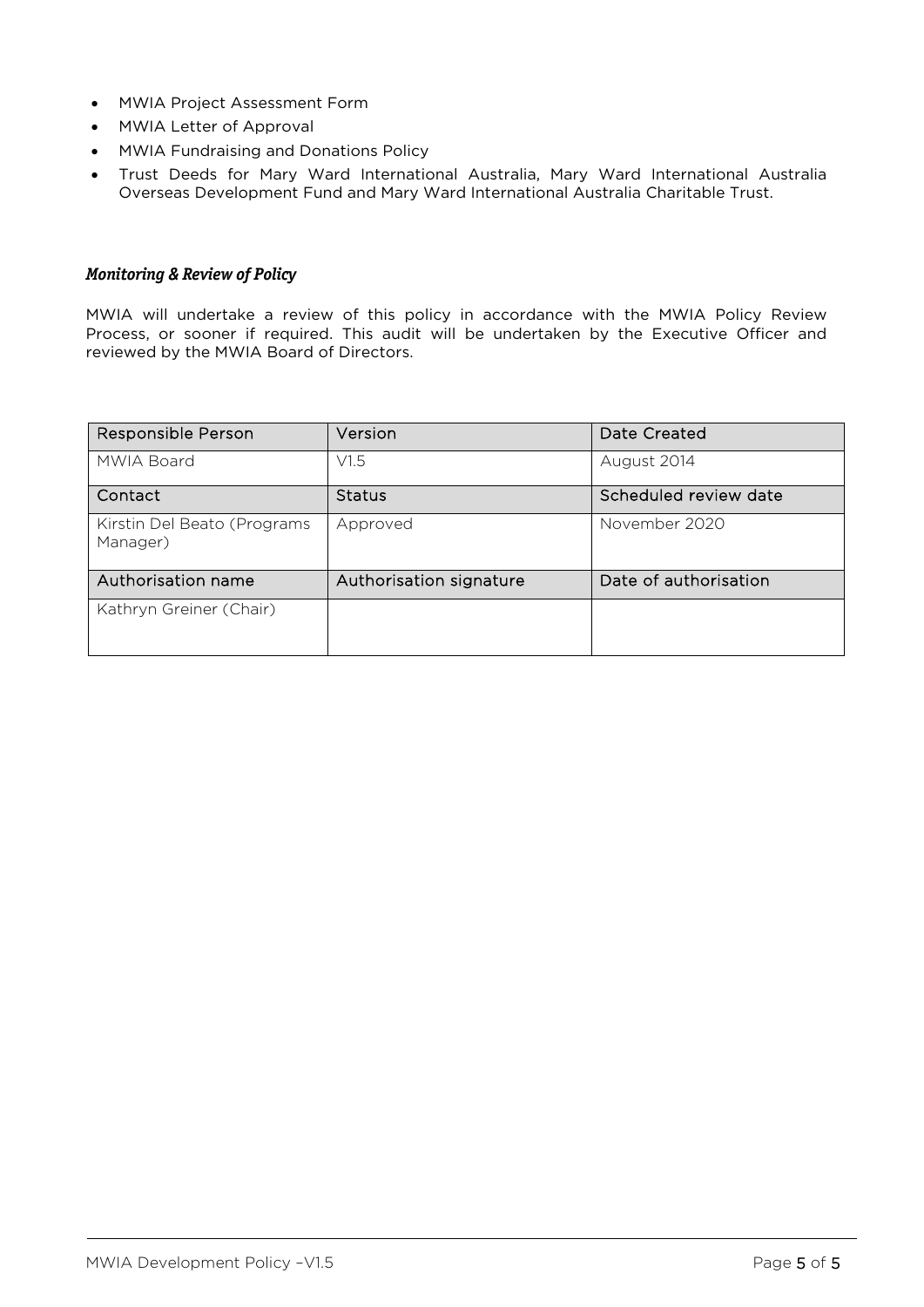- MWIA Project Assessment Form
- MWIA Letter of Approval
- MWIA Fundraising and Donations Policy
- Trust Deeds for Mary Ward International Australia, Mary Ward International Australia Overseas Development Fund and Mary Ward International Australia Charitable Trust.

### *Monitoring & Review of Policy*

MWIA will undertake a review of this policy in accordance with the MWIA Policy Review Process, or sooner if required. This audit will be undertaken by the Executive Officer and reviewed by the MWIA Board of Directors.

| Responsible Person | Version | Date Created |
|---|---|---|
| MWIA Board | V1.5 | August 2014 |
| Contact | Status | Scheduled review date |
| Kirstin Del Beato (Programs Manager) | Approved | November 2020 |
| Authorisation name | Authorisation signature | Date of authorisation |
| Kathryn Greiner (Chair) | | |